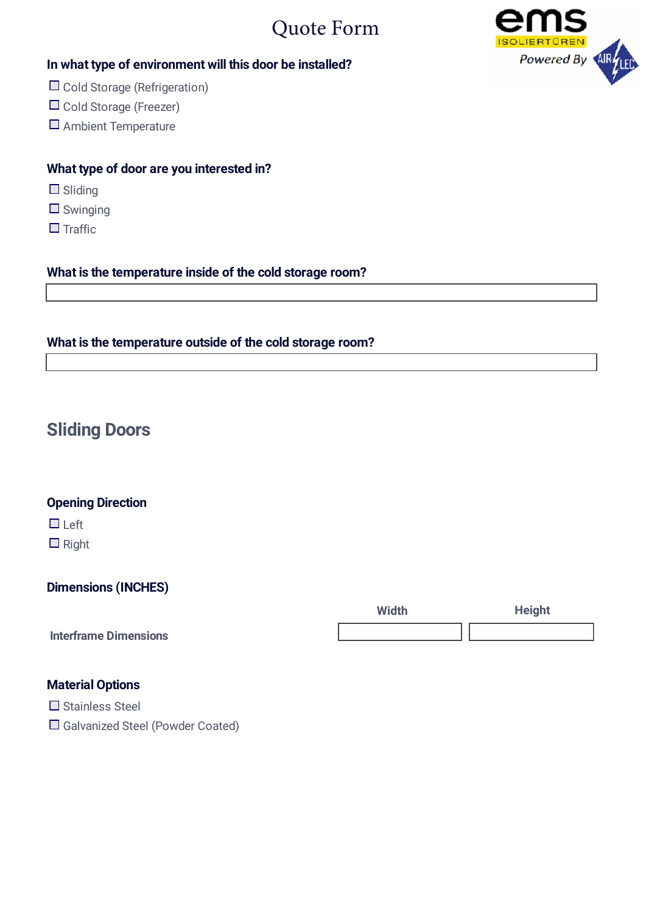# Quote Form

ems ISOLIERTÜREN Powered By AIR LEC

**In what type of environment will this door be installed?**

- ☐ Cold Storage (Refrigeration)
- ☐ Cold Storage (Freezer)
- ☐ Ambient Temperature

**What type of door are you interested in?**

- ☐ Sliding
- ☐ Swinging
- ☐ Traffic

**What is the temperature inside of the cold storage room?**

\_\_\_\_\_\_\_\_\_\_\_\_\_\_\_\_\_\_\_\_

**What is the temperature outside of the cold storage room?**

\_\_\_\_\_\_\_\_\_\_\_\_\_\_\_\_\_\_\_\_

## Sliding Doors

**Opening Direction**

- ☐ Left
- ☐ Right

**Dimensions (INCHES)**

| | Width | Height |
|---|---|---|
| Interframe Dimensions | | |

**Material Options**

- ☐ Stainless Steel
- ☐ Galvanized Steel (Powder Coated)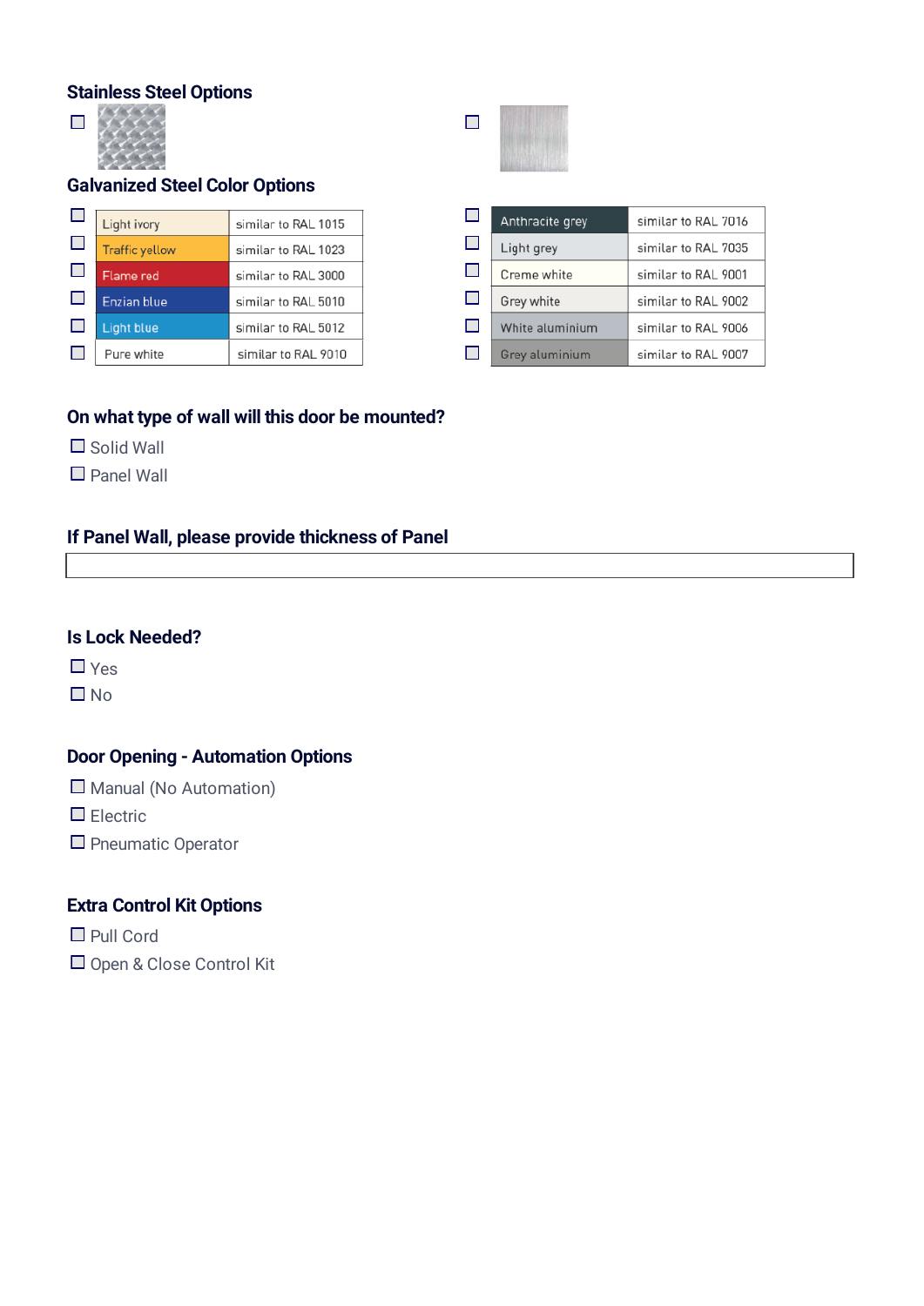## Stainless Steel Options

- [ ]
- [ ]

## Galvanized Steel Color Options

| | Color | RAL |
|---|---|---|
| ☐ | Light ivory | similar to RAL 1015 |
| ☐ | Traffic yellow | similar to RAL 1023 |
| ☐ | Flame red | similar to RAL 3000 |
| ☐ | Enzian blue | similar to RAL 5010 |
| ☐ | Light blue | similar to RAL 5012 |
| ☐ | Pure white | similar to RAL 9010 |
| ☐ | Anthracite grey | similar to RAL 7016 |
| ☐ | Light grey | similar to RAL 7035 |
| ☐ | Creme white | similar to RAL 9001 |
| ☐ | Grey white | similar to RAL 9002 |
| ☐ | White aluminium | similar to RAL 9006 |
| ☐ | Grey aluminium | similar to RAL 9007 |

## On what type of wall will this door be mounted?

- [ ] Solid Wall
- [ ] Panel Wall

## If Panel Wall, please provide thickness of Panel

## Is Lock Needed?

- [ ] Yes
- [ ] No

## Door Opening - Automation Options

- [ ] Manual (No Automation)
- [ ] Electric
- [ ] Pneumatic Operator

## Extra Control Kit Options

- [ ] Pull Cord
- [ ] Open & Close Control Kit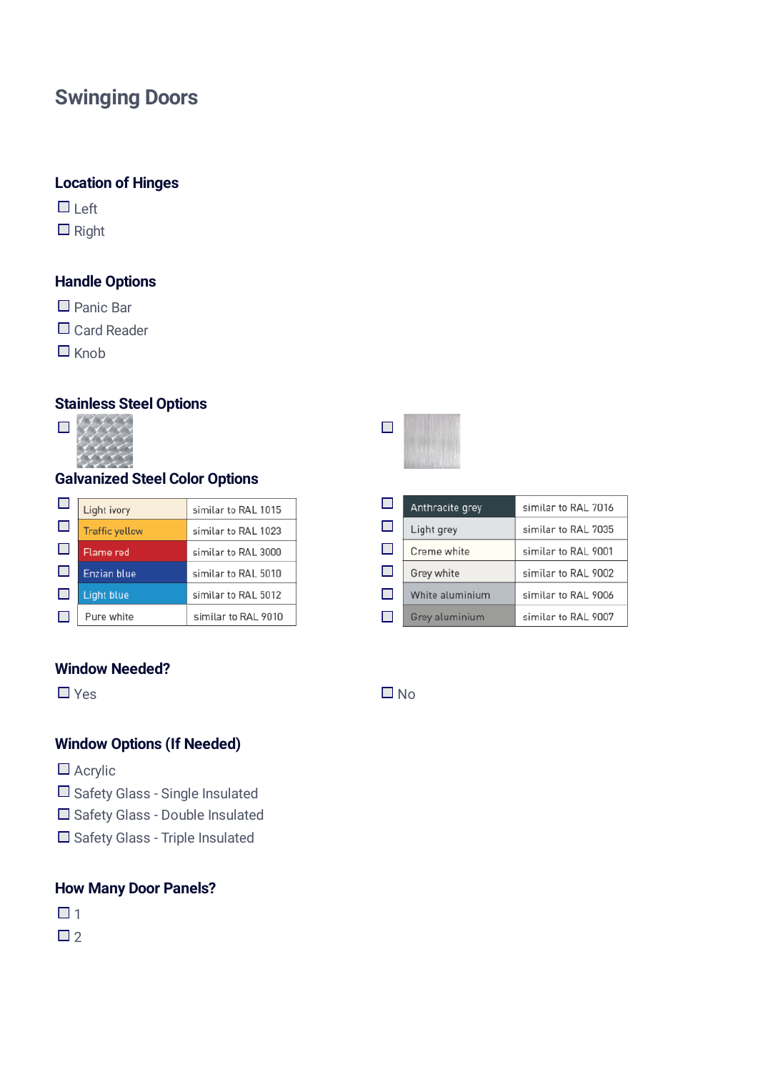# Swinging Doors

### Location of Hinges

- ☐ Left
- ☐ Right

### Handle Options

- ☐ Panic Bar
- ☐ Card Reader
- ☐ Knob

### Stainless Steel Options

- ☐
- ☐

### Galvanized Steel Color Options

| | Color | RAL |
|---|---|---|
| ☐ | Light ivory | similar to RAL 1015 |
| ☐ | Traffic yellow | similar to RAL 1023 |
| ☐ | Flame red | similar to RAL 3000 |
| ☐ | Enzian blue | similar to RAL 5010 |
| ☐ | Light blue | similar to RAL 5012 |
| ☐ | Pure white | similar to RAL 9010 |
| ☐ | Anthracite grey | similar to RAL 7016 |
| ☐ | Light grey | similar to RAL 7035 |
| ☐ | Creme white | similar to RAL 9001 |
| ☐ | Grey white | similar to RAL 9002 |
| ☐ | White aluminium | similar to RAL 9006 |
| ☐ | Grey aluminium | similar to RAL 9007 |

### Window Needed?

- ☐ Yes
- ☐ No

### Window Options (If Needed)

- ☐ Acrylic
- ☐ Safety Glass - Single Insulated
- ☐ Safety Glass - Double Insulated
- ☐ Safety Glass - Triple Insulated

### How Many Door Panels?

- ☐ 1
- ☐ 2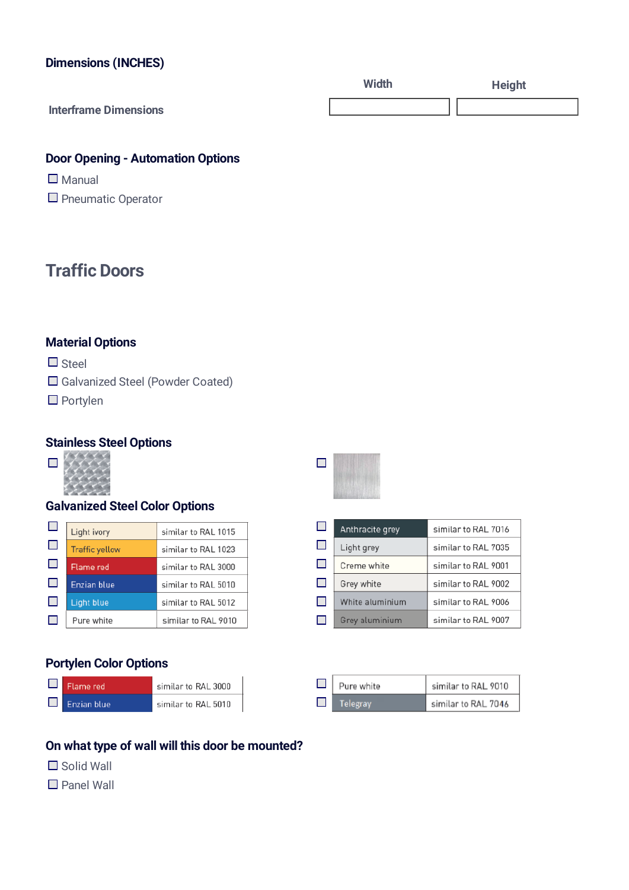## Dimensions (INCHES)

| | Width | Height |
|---|---|---|
| Interframe Dimensions | | |

## Door Opening - Automation Options

- ☐ Manual
- ☐ Pneumatic Operator

# Traffic Doors

## Material Options

- ☐ Steel
- ☐ Galvanized Steel (Powder Coated)
- ☐ Portylen

## Stainless Steel Options

- ☐
- ☐

## Galvanized Steel Color Options

| | Color | RAL |
|---|---|---|
| ☐ | Light ivory | similar to RAL 1015 |
| ☐ | Traffic yellow | similar to RAL 1023 |
| ☐ | Flame red | similar to RAL 3000 |
| ☐ | Enzian blue | similar to RAL 5010 |
| ☐ | Light blue | similar to RAL 5012 |
| ☐ | Pure white | similar to RAL 9010 |
| ☐ | Anthracite grey | similar to RAL 7016 |
| ☐ | Light grey | similar to RAL 7035 |
| ☐ | Creme white | similar to RAL 9001 |
| ☐ | Grey white | similar to RAL 9002 |
| ☐ | White aluminium | similar to RAL 9006 |
| ☐ | Grey aluminium | similar to RAL 9007 |

## Portylen Color Options

| | Color | RAL |
|---|---|---|
| ☐ | Flame red | similar to RAL 3000 |
| ☐ | Enzian blue | similar to RAL 5010 |
| ☐ | Pure white | similar to RAL 9010 |
| ☐ | Telegray | similar to RAL 7046 |

## On what type of wall will this door be mounted?

- ☐ Solid Wall
- ☐ Panel Wall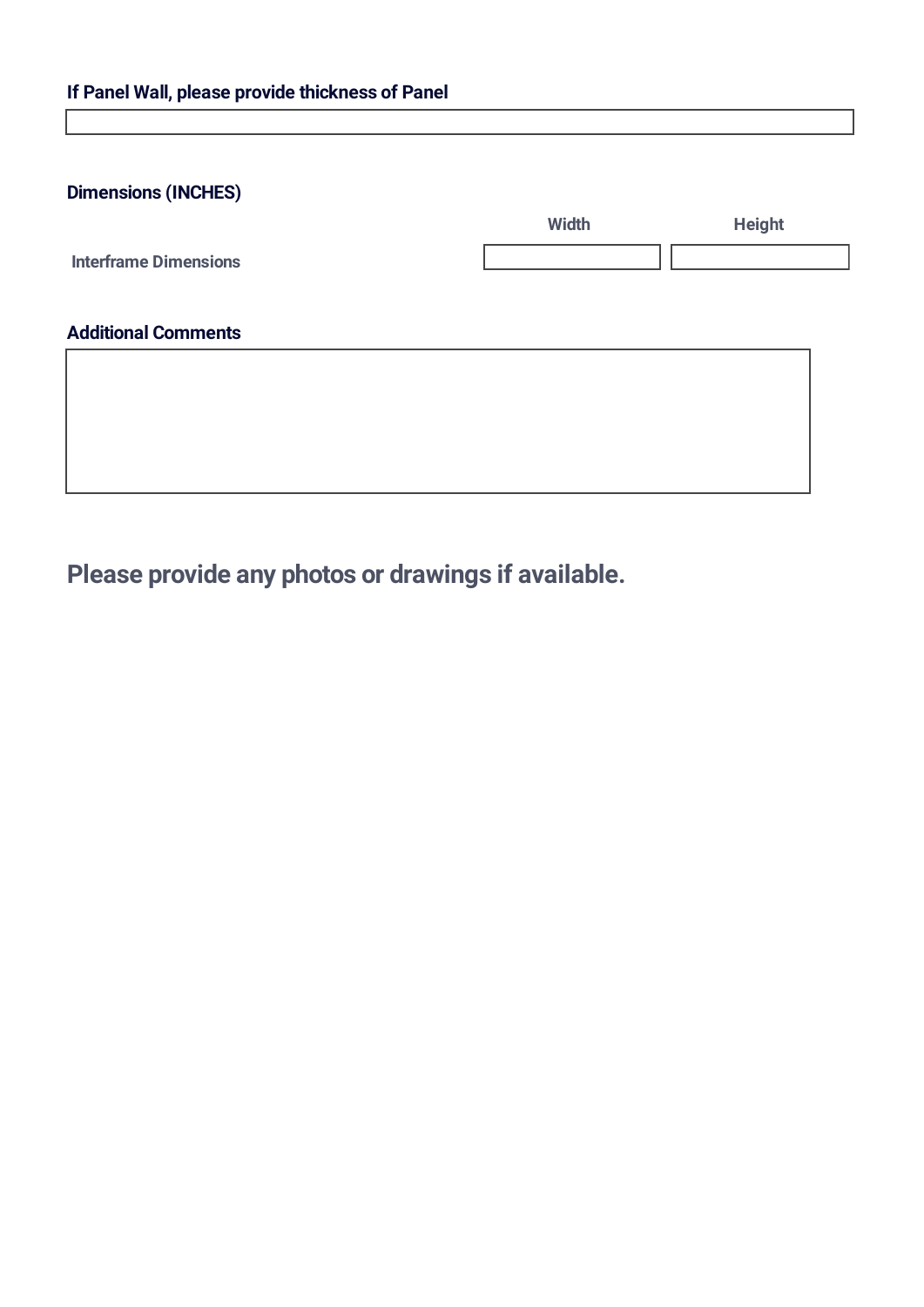**If Panel Wall, please provide thickness of Panel**

**Dimensions (INCHES)**

| | Width | Height |
|---|---|---|
| Interframe Dimensions | | |

**Additional Comments**

## Please provide any photos or drawings if available.